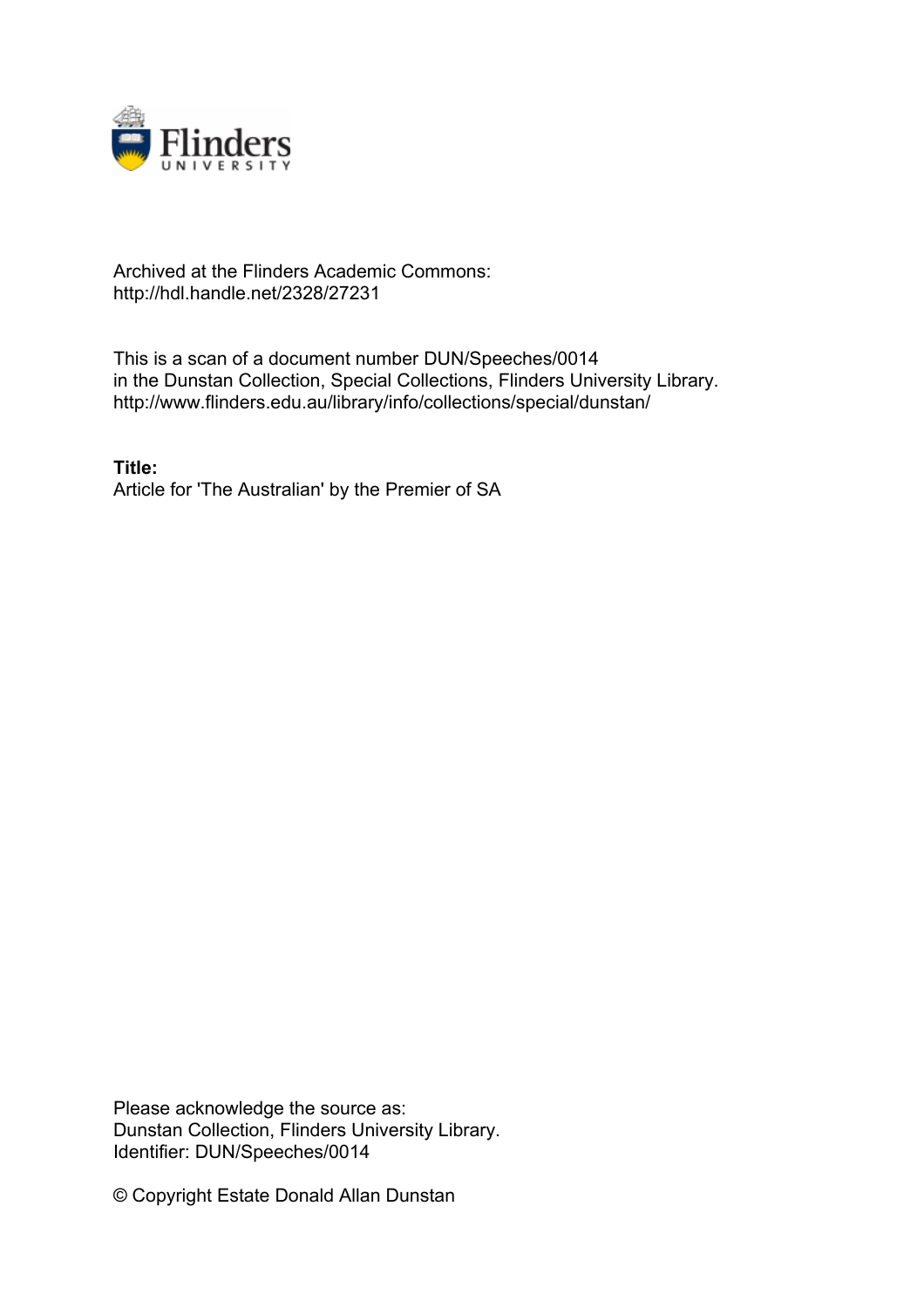Archived at the Flinders Academic Commons:
http://hdl.handle.net/2328/27231

This is a scan of a document number DUN/Speeches/0014
in the Dunstan Collection, Special Collections, Flinders University Library.
http://www.flinders.edu.au/library/info/collections/special/dunstan/

**Title:**
Article for 'The Australian' by the Premier of SA

Please acknowledge the source as:
Dunstan Collection, Flinders University Library.
Identifier: DUN/Speeches/0014

© Copyright Estate Donald Allan Dunstan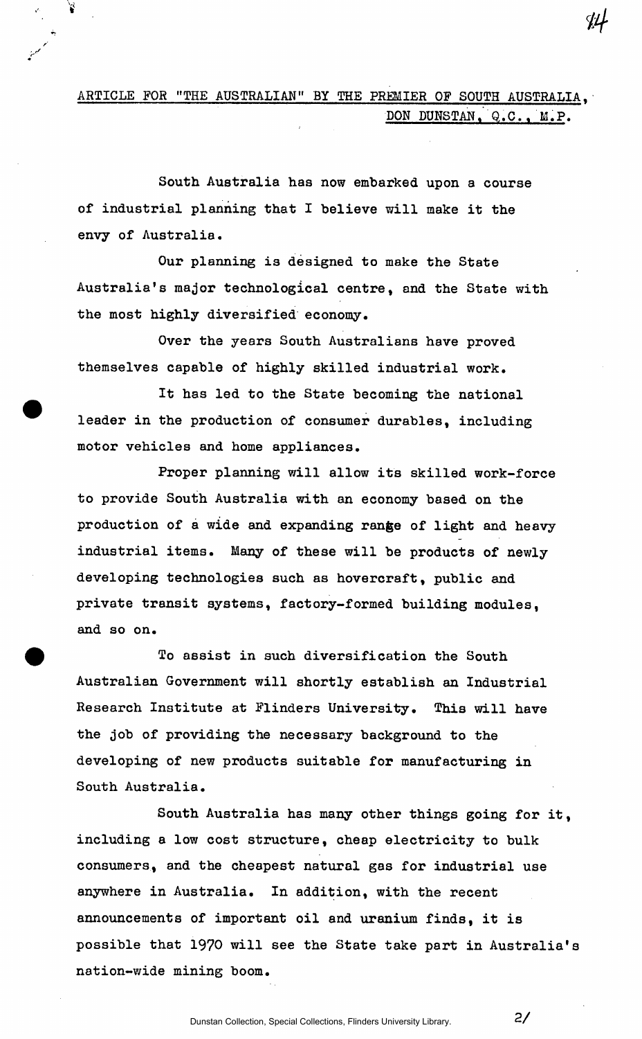ARTICLE FOR "THE AUSTRALIAN" BY THE PREMIER OF SOUTH AUSTRALIA, DON DUNSTAN, Q.C., M.P.

South Australia has now embarked upon a course of industrial planning that I believe will make it the envy of Australia.

Our planning is designed to make the State Australia's major technological centre, and the State with the most highly diversified economy.

Over the years South Australians have proved themselves capable of highly skilled industrial work.

It has led to the State becoming the national leader in the production of consumer durables, including motor vehicles and home appliances.

Proper planning will allow its skilled work-force to provide South Australia with an economy based on the production of a wide and expanding range of light and heavy industrial items. Many of these will be products of newly developing technologies such as hovercraft, public and private transit systems, factory-formed building modules, and so on.

To assist in such diversification the South Australian Government will shortly establish an Industrial Research Institute at Flinders University. This will have the job of providing the necessary background to the developing of new products suitable for manufacturing in South Australia.

South Australia has many other things going for it, including a low cost structure, cheap electricity to bulk consumers, and the cheapest natural gas for industrial use anywhere in Australia. In addition, with the recent announcements of important oil and uranium finds, it is possible that 1970 will see the State take part in Australia's nation-wide mining boom.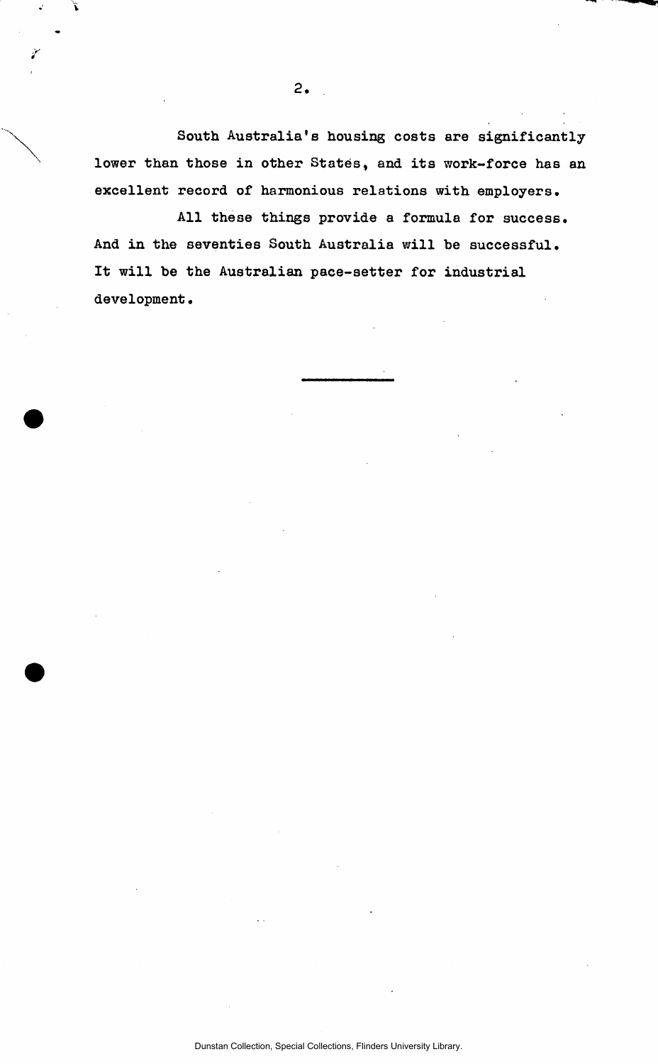South Australia's housing costs are significantly lower than those in other States, and its work-force has an excellent record of harmonious relations with employers.

All these things provide a formula for success. And in the seventies South Australia will be successful. It will be the Australian pace-setter for industrial development.

---

Dunstan Collection, Special Collections, Flinders University Library.